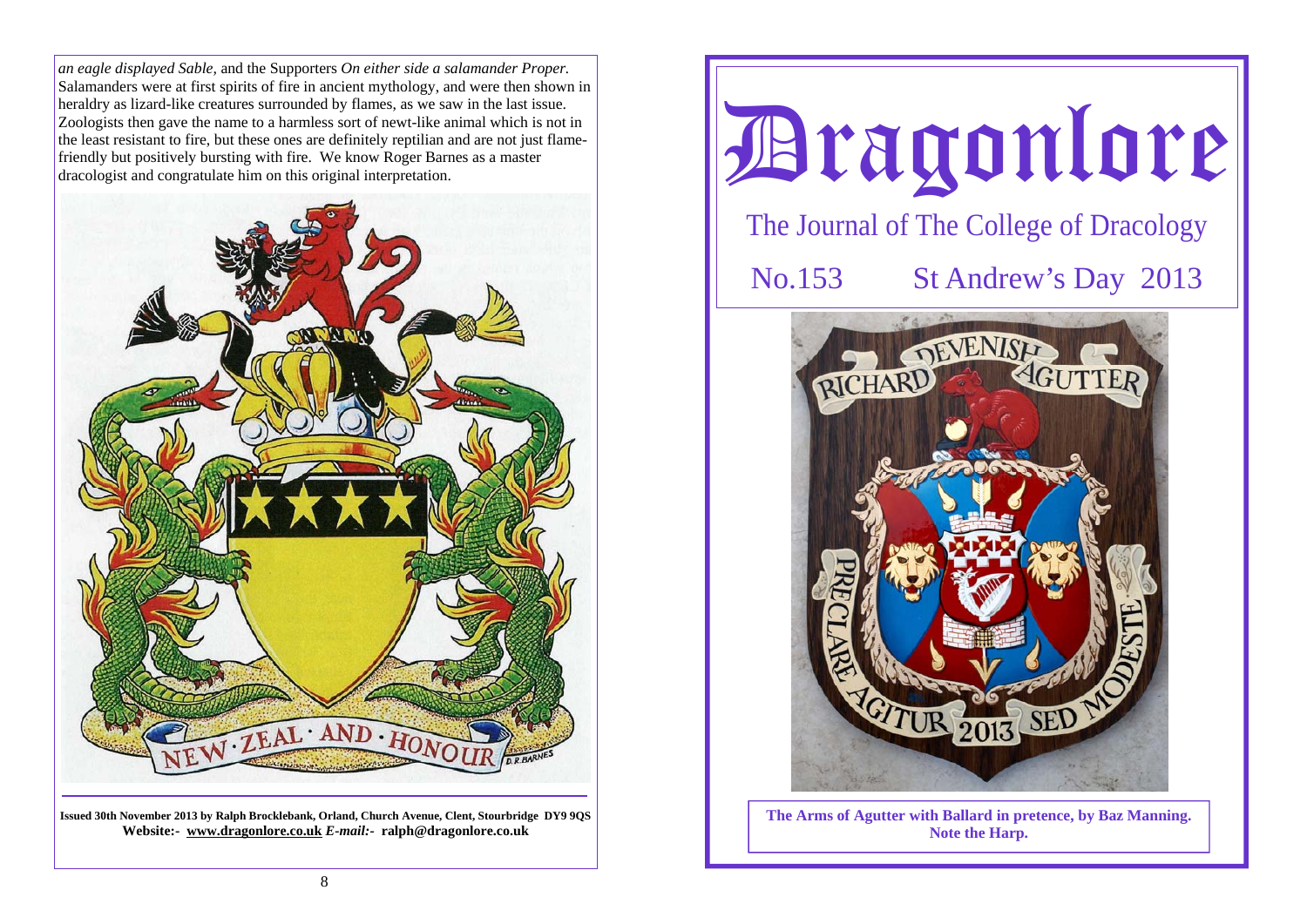*an eagle displayed Sable,* and the Supporters *On either side a salamander Proper.* Salamanders were at first spirits of fire in ancient mythology, and were then shown in heraldry as lizard-like creatures surrounded by flames, as we saw in the last issue. Zoologists then gave the name to a harmless sort of newt-like animal which is not in the least resistant to fire, but these ones are definitely reptilian and are not just flame-friendly but positively bursting with fire. We know Roger Barnes as a master dracologist and congratulate him on this original interpretation.

**Issued 30th November 2013 by Ralph Brocklebank, Orland, Church Avenue, Clent, Stourbridge DY9 9QS**
**Website:- www.dragonlore.co.uk *E-mail:-* ralph@dragonlore.co.uk**

# Dragonlore

## The Journal of The College of Dracology

No.153 St Andrew's Day 2013

**The Arms of Agutter with Ballard in pretence, by Baz Manning. Note the Harp.**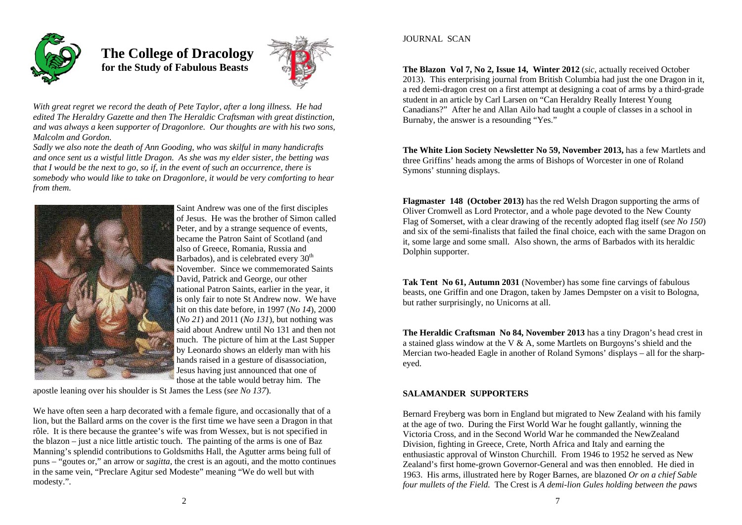# The College of Dracology

**for the Study of Fabulous Beasts**

*With great regret we record the death of Pete Taylor, after a long illness. He had edited The Heraldry Gazette and then The Heraldic Craftsman with great distinction, and was always a keen supporter of Dragonlore. Our thoughts are with his two sons, Malcolm and Gordon.*

*Sadly we also note the death of Ann Gooding, who was skilful in many handicrafts and once sent us a wistful little Dragon. As she was my elder sister, the betting was that I would be the next to go, so if, in the event of such an occurrence, there is somebody who would like to take on Dragonlore, it would be very comforting to hear from them.*

Saint Andrew was one of the first disciples of Jesus. He was the brother of Simon called Peter, and by a strange sequence of events, became the Patron Saint of Scotland (and also of Greece, Romania, Russia and Barbados), and is celebrated every 30th November. Since we commemorated Saints David, Patrick and George, our other national Patron Saints, earlier in the year, it is only fair to note St Andrew now. We have hit on this date before, in 1997 (*No 14*), 2000 (*No 21*) and 2011 (*No 131*), but nothing was said about Andrew until No 131 and then not much. The picture of him at the Last Supper by Leonardo shows an elderly man with his hands raised in a gesture of disassociation, Jesus having just announced that one of those at the table would betray him. The apostle leaning over his shoulder is St James the Less (*see No 137*).

We have often seen a harp decorated with a female figure, and occasionally that of a lion, but the Ballard arms on the cover is the first time we have seen a Dragon in that rôle. It is there because the grantee's wife was from Wessex, but is not specified in the blazon – just a nice little artistic touch. The painting of the arms is one of Baz Manning's splendid contributions to Goldsmiths Hall, the Agutter arms being full of puns – "goutes or," an arrow or *sagitta*, the crest is an agouti, and the motto continues in the same vein, "Preclare Agitur sed Modeste" meaning "We do well but with modesty.".

JOURNAL SCAN

**The Blazon Vol 7, No 2, Issue 14, Winter 2012** (*sic*, actually received October 2013). This enterprising journal from British Columbia had just the one Dragon in it, a red demi-dragon crest on a first attempt at designing a coat of arms by a third-grade student in an article by Carl Larsen on "Can Heraldry Really Interest Young Canadians?" After he and Allan Ailo had taught a couple of classes in a school in Burnaby, the answer is a resounding "Yes."

**The White Lion Society Newsletter No 59, November 2013,** has a few Martlets and three Griffins' heads among the arms of Bishops of Worcester in one of Roland Symons' stunning displays.

**Flagmaster 148 (October 2013)** has the red Welsh Dragon supporting the arms of Oliver Cromwell as Lord Protector, and a whole page devoted to the New County Flag of Somerset, with a clear drawing of the recently adopted flag itself (*see No 150*) and six of the semi-finalists that failed the final choice, each with the same Dragon on it, some large and some small. Also shown, the arms of Barbados with its heraldic Dolphin supporter.

**Tak Tent No 61, Autumn 2031** (November) has some fine carvings of fabulous beasts, one Griffin and one Dragon, taken by James Dempster on a visit to Bologna, but rather surprisingly, no Unicorns at all.

**The Heraldic Craftsman No 84, November 2013** has a tiny Dragon's head crest in a stained glass window at the V & A, some Martlets on Burgoyns's shield and the Mercian two-headed Eagle in another of Roland Symons' displays – all for the sharp-eyed.

## SALAMANDER SUPPORTERS

Bernard Freyberg was born in England but migrated to New Zealand with his family at the age of two. During the First World War he fought gallantly, winning the Victoria Cross, and in the Second World War he commanded the NewZealand Division, fighting in Greece, Crete, North Africa and Italy and earning the enthusiastic approval of Winston Churchill. From 1946 to 1952 he served as New Zealand's first home-grown Governor-General and was then ennobled. He died in 1963. His arms, illustrated here by Roger Barnes, are blazoned *Or on a chief Sable four mullets of the Field.* The Crest is *A demi-lion Gules holding between the paws*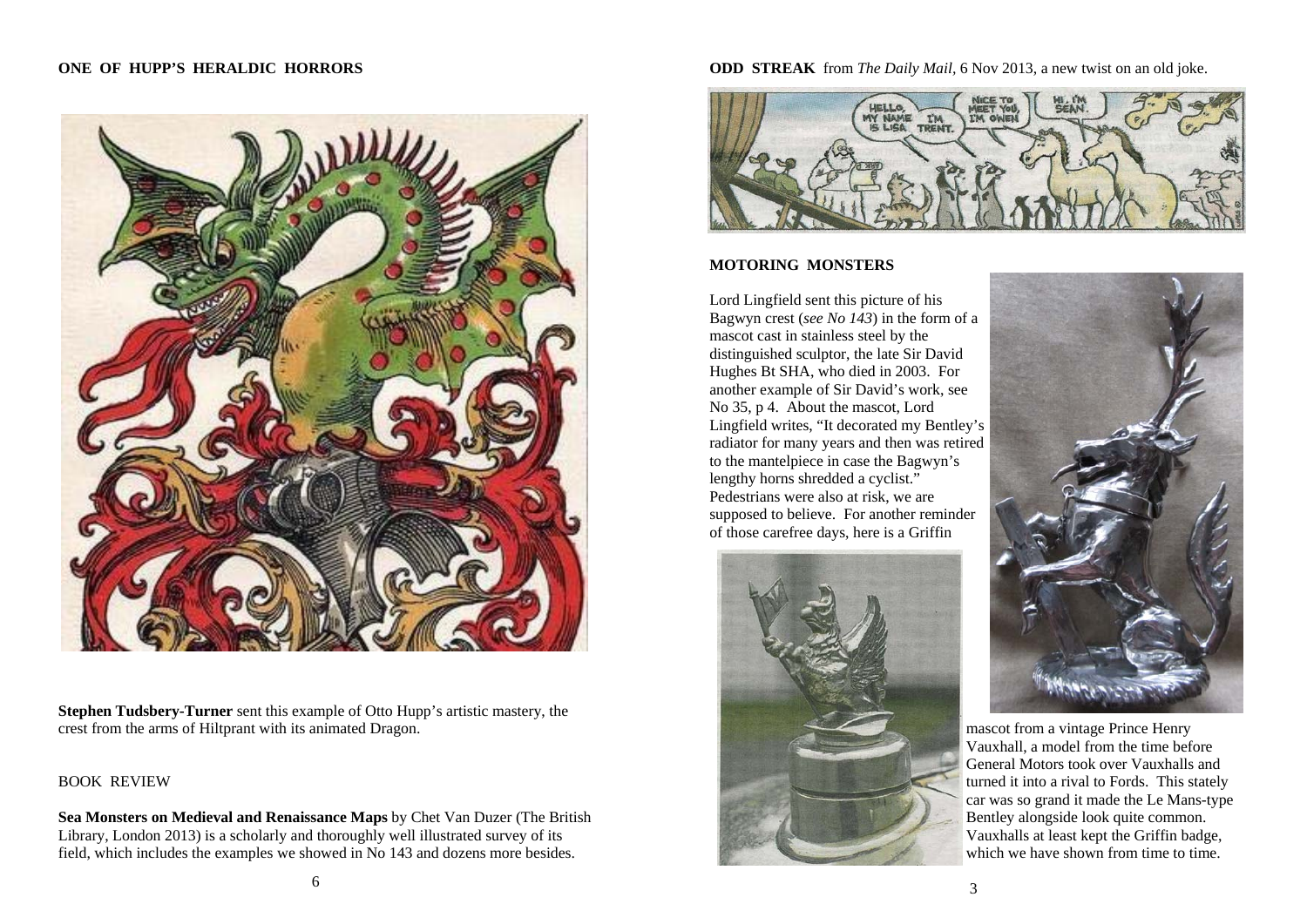## ONE OF HUPP'S HERALDIC HORRORS

**Stephen Tudsbery-Turner** sent this example of Otto Hupp's artistic mastery, the crest from the arms of Hiltprant with its animated Dragon.

BOOK REVIEW

**Sea Monsters on Medieval and Renaissance Maps** by Chet Van Duzer (The British Library, London 2013) is a scholarly and thoroughly well illustrated survey of its field, which includes the examples we showed in No 143 and dozens more besides.

**ODD STREAK** from *The Daily Mail*, 6 Nov 2013, a new twist on an old joke.

## MOTORING MONSTERS

Lord Lingfield sent this picture of his Bagwyn crest (*see No 143*) in the form of a mascot cast in stainless steel by the distinguished sculptor, the late Sir David Hughes Bt SHA, who died in 2003. For another example of Sir David's work, see No 35, p 4. About the mascot, Lord Lingfield writes, "It decorated my Bentley's radiator for many years and then was retired to the mantelpiece in case the Bagwyn's lengthy horns shredded a cyclist." Pedestrians were also at risk, we are supposed to believe. For another reminder of those carefree days, here is a Griffin mascot from a vintage Prince Henry Vauxhall, a model from the time before General Motors took over Vauxhalls and turned it into a rival to Fords. This stately car was so grand it made the Le Mans-type Bentley alongside look quite common. Vauxhalls at least kept the Griffin badge, which we have shown from time to time.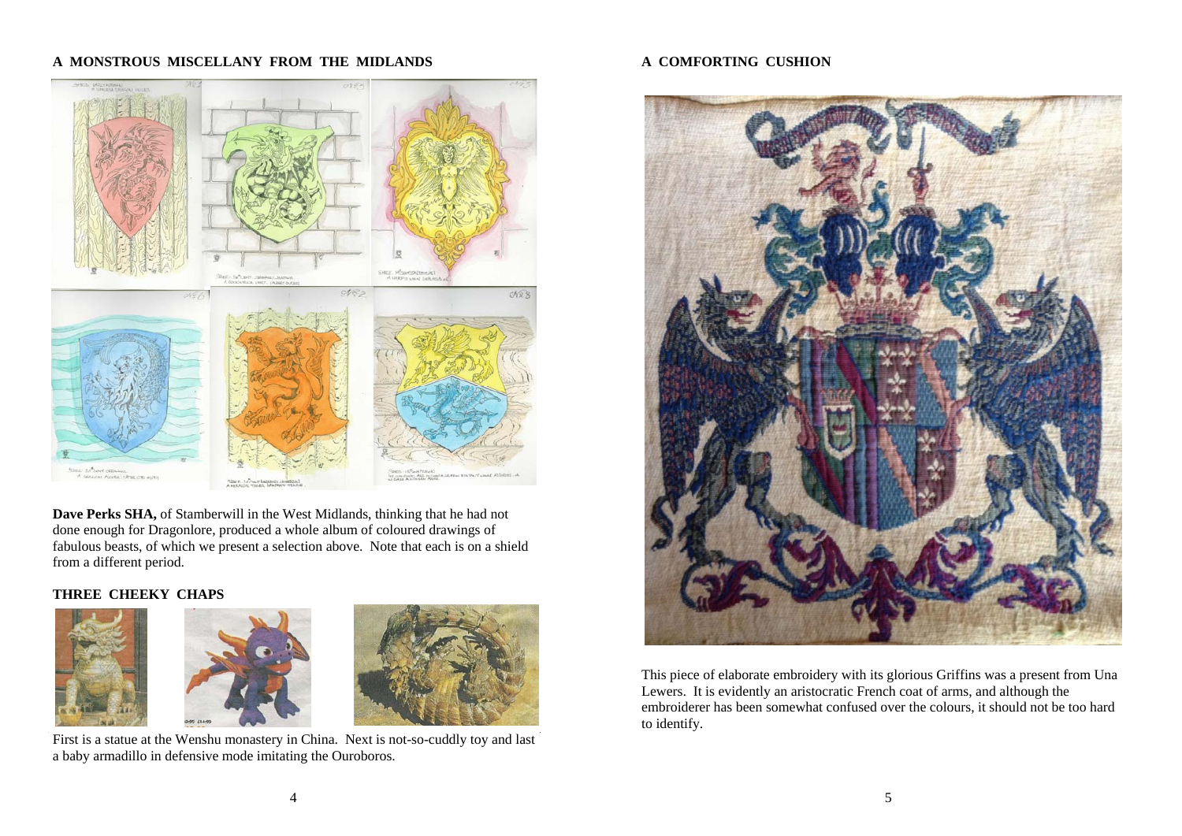## A MONSTROUS MISCELLANY FROM THE MIDLANDS

**Dave Perks SHA,** of Stamberwill in the West Midlands, thinking that he had not done enough for Dragonlore, produced a whole album of coloured drawings of fabulous beasts, of which we present a selection above. Note that each is on a shield from a different period.

## THREE CHEEKY CHAPS

First is a statue at the Wenshu monastery in China. Next is not-so-cuddly toy and last a baby armadillo in defensive mode imitating the Ouroboros.

## A COMFORTING CUSHION

This piece of elaborate embroidery with its glorious Griffins was a present from Una Lewers. It is evidently an aristocratic French coat of arms, and although the embroiderer has been somewhat confused over the colours, it should not be too hard to identify.